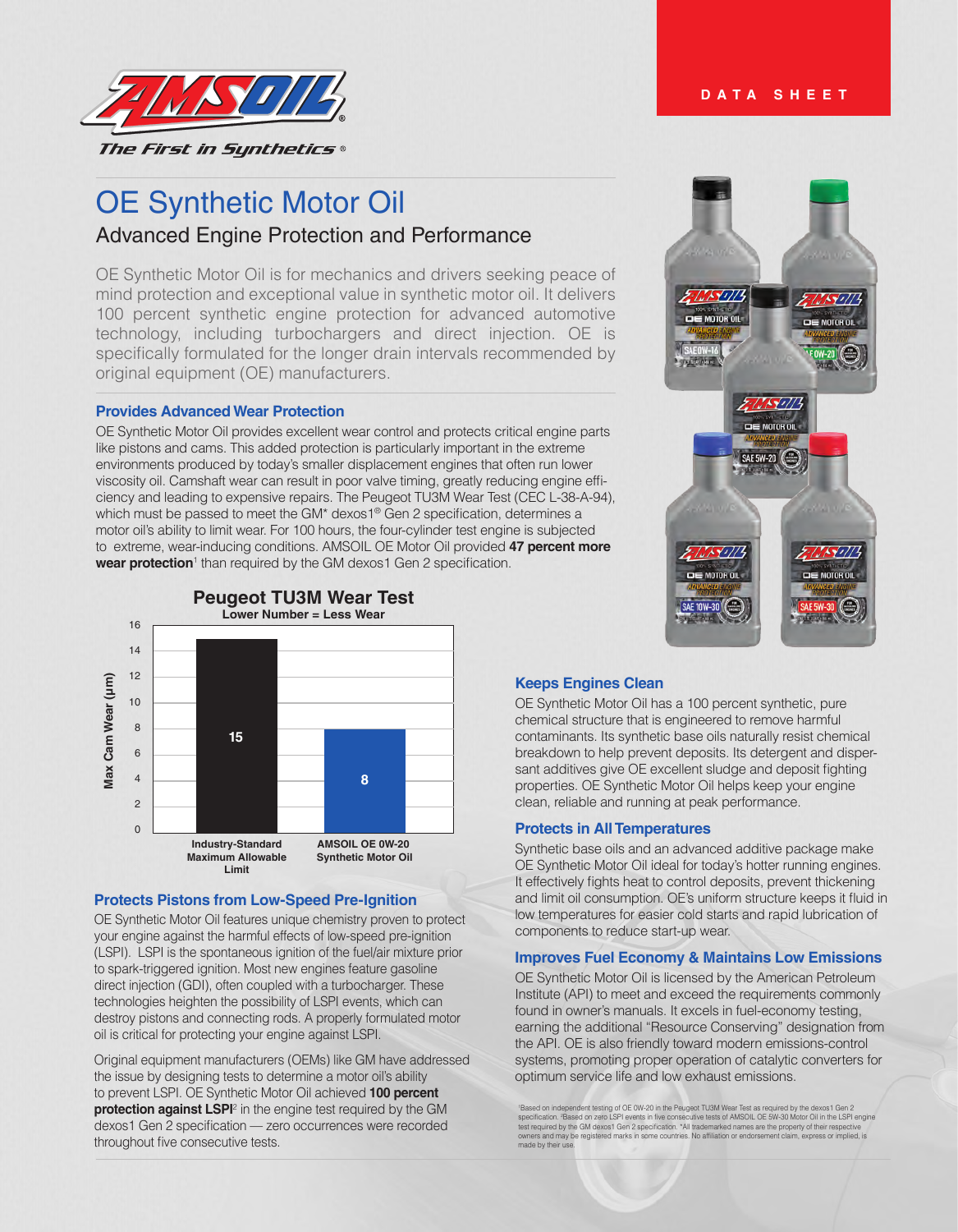DATA SHEET

# OE Synthetic Motor Oil

## Advanced Engine Protection and Performance

OE Synthetic Motor Oil is for mechanics and drivers seeking peace of mind protection and exceptional value in synthetic motor oil. It delivers 100 percent synthetic engine protection for advanced automotive technology, including turbochargers and direct injection. OE is specifically formulated for the longer drain intervals recommended by original equipment (OE) manufacturers.

### Provides Advanced Wear Protection

OE Synthetic Motor Oil provides excellent wear control and protects critical engine parts like pistons and cams. This added protection is particularly important in the extreme environments produced by today's smaller displacement engines that often run lower viscosity oil. Camshaft wear can result in poor valve timing, greatly reducing engine efficiency and leading to expensive repairs. The Peugeot TU3M Wear Test (CEC L-38-A-94), which must be passed to meet the GM* dexos1® Gen 2 specification, determines a motor oil's ability to limit wear. For 100 hours, the four-cylinder test engine is subjected to extreme, wear-inducing conditions. AMSOIL OE Motor Oil provided **47 percent more wear protection**[1] than required by the GM dexos1 Gen 2 specification.

**Peugeot TU3M Wear Test**
Lower Number = Less Wear

| | Max Cam Wear (µm) |
|---|---|
| Industry-Standard Maximum Allowable Limit | 15 |
| AMSOIL OE 0W-20 Synthetic Motor Oil | 8 |

### Protects Pistons from Low-Speed Pre-Ignition

OE Synthetic Motor Oil features unique chemistry proven to protect your engine against the harmful effects of low-speed pre-ignition (LSPI). LSPI is the spontaneous ignition of the fuel/air mixture prior to spark-triggered ignition. Most new engines feature gasoline direct injection (GDI), often coupled with a turbocharger. These technologies heighten the possibility of LSPI events, which can destroy pistons and connecting rods. A properly formulated motor oil is critical for protecting your engine against LSPI.

Original equipment manufacturers (OEMs) like GM have addressed the issue by designing tests to determine a motor oil's ability to prevent LSPI. OE Synthetic Motor Oil achieved **100 percent protection against LSPI**[2] in the engine test required by the GM dexos1 Gen 2 specification — zero occurrences were recorded throughout five consecutive tests.

### Keeps Engines Clean

OE Synthetic Motor Oil has a 100 percent synthetic, pure chemical structure that is engineered to remove harmful contaminants. Its synthetic base oils naturally resist chemical breakdown to help prevent deposits. Its detergent and dispersant additives give OE excellent sludge and deposit fighting properties. OE Synthetic Motor Oil helps keep your engine clean, reliable and running at peak performance.

### Protects in All Temperatures

Synthetic base oils and an advanced additive package make OE Synthetic Motor Oil ideal for today's hotter running engines. It effectively fights heat to control deposits, prevent thickening and limit oil consumption. OE's uniform structure keeps it fluid in low temperatures for easier cold starts and rapid lubrication of components to reduce start-up wear.

### Improves Fuel Economy & Maintains Low Emissions

OE Synthetic Motor Oil is licensed by the American Petroleum Institute (API) to meet and exceed the requirements commonly found in owner's manuals. It excels in fuel-economy testing, earning the additional "Resource Conserving" designation from the API. OE is also friendly toward modern emissions-control systems, promoting proper operation of catalytic converters for optimum service life and low exhaust emissions.

[1]Based on independent testing of OE 0W-20 in the Peugeot TU3M Wear Test as required by the dexos1 Gen 2 specification. [2]Based on zero LSPI events in five consecutive tests of AMSOIL OE 5W-30 Motor Oil in the LSPI engine test required by the GM dexos1 Gen 2 specification. *All trademarked names are the property of their respective owners and may be registered marks in some countries. No affiliation or endorsement claim, express or implied, is made by their use.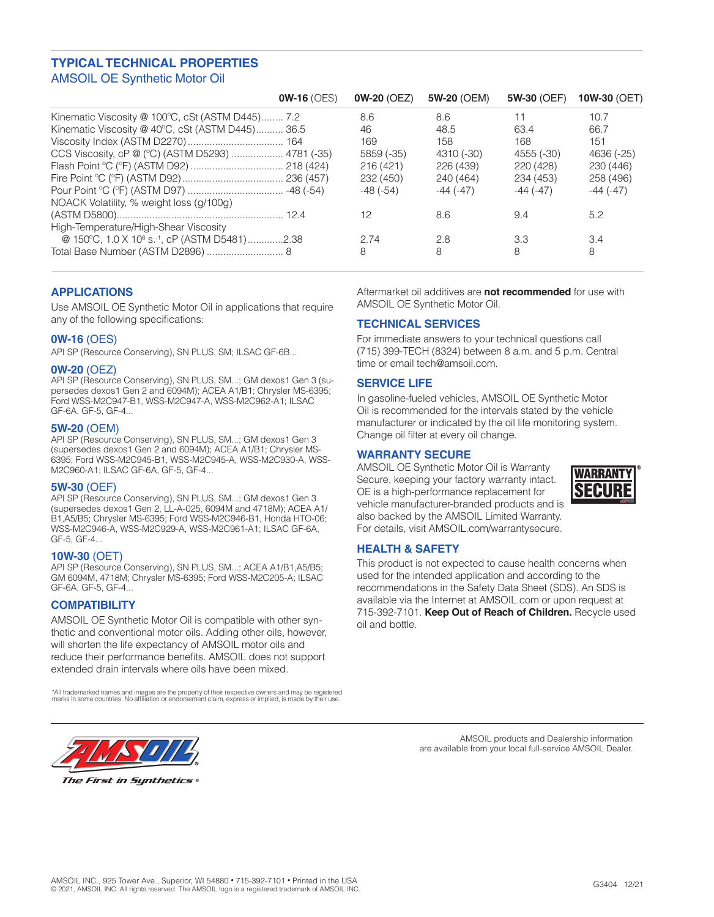## TYPICAL TECHNICAL PROPERTIES

AMSOIL OE Synthetic Motor Oil

| | **0W-16** (OES) | **0W-20** (OEZ) | **5W-20** (OEM) | **5W-30** (OEF) | **10W-30** (OET) |
|---|---|---|---|---|---|
| Kinematic Viscosity @ 100°C, cSt (ASTM D445) | 7.2 | 8.6 | 8.6 | 11 | 10.7 |
| Kinematic Viscosity @ 40°C, cSt (ASTM D445) | 36.5 | 46 | 48.5 | 63.4 | 66.7 |
| Viscosity Index (ASTM D2270) | 164 | 169 | 158 | 168 | 151 |
| CCS Viscosity, cP @ (°C) (ASTM D5293) | 4781 (-35) | 5859 (-35) | 4310 (-30) | 4555 (-30) | 4636 (-25) |
| Flash Point °C (°F) (ASTM D92) | 218 (424) | 216 (421) | 226 (439) | 220 (428) | 230 (446) |
| Fire Point °C (°F) (ASTM D92) | 236 (457) | 232 (450) | 240 (464) | 234 (453) | 258 (496) |
| Pour Point °C (°F) (ASTM D97) | -48 (-54) | -48 (-54) | -44 (-47) | -44 (-47) | -44 (-47) |
| NOACK Volatility, % weight loss (g/100g) (ASTM D5800) | 12.4 | 12 | 8.6 | 9.4 | 5.2 |
| High-Temperature/High-Shear Viscosity @ 150°C, 1.0 X 10$^6$ s.$^{-1}$, cP (ASTM D5481) | 2.38 | 2.74 | 2.8 | 3.3 | 3.4 |
| Total Base Number (ASTM D2896) | 8 | 8 | 8 | 8 | 8 |

### APPLICATIONS

Use AMSOIL OE Synthetic Motor Oil in applications that require any of the following specifications:

**0W-16** (OES)
API SP (Resource Conserving), SN PLUS, SM; ILSAC GF-6B...

**0W-20** (OEZ)
API SP (Resource Conserving), SN PLUS, SM...; GM dexos1 Gen 3 (supersedes dexos1 Gen 2 and 6094M); ACEA A1/B1; Chrysler MS-6395; Ford WSS-M2C947-B1, WSS-M2C947-A, WSS-M2C962-A1; ILSAC GF-6A, GF-5, GF-4...

**5W-20** (OEM)
API SP (Resource Conserving), SN PLUS, SM...; GM dexos1 Gen 3 (supersedes dexos1 Gen 2 and 6094M); ACEA A1/B1; Chrysler MS-6395; Ford WSS-M2C945-B1, WSS-M2C945-A, WSS-M2C930-A, WSS-M2C960-A1; ILSAC GF-6A, GF-5, GF-4...

**5W-30** (OEF)
API SP (Resource Conserving), SN PLUS, SM...; GM dexos1 Gen 3 (supersedes dexos1 Gen 2, LL-A-025, 6094M and 4718M); ACEA A1/B1,A5/B5; Chrysler MS-6395; Ford WSS-M2C946-B1, Honda HTO-06; WSS-M2C946-A, WSS-M2C929-A, WSS-M2C961-A1; ILSAC GF-6A, GF-5, GF-4...

**10W-30** (OET)
API SP (Resource Conserving), SN PLUS, SM...; ACEA A1/B1,A5/B5; GM 6094M, 4718M; Chrysler MS-6395; Ford WSS-M2C205-A; ILSAC GF-6A, GF-5, GF-4...

### COMPATIBILITY

AMSOIL OE Synthetic Motor Oil is compatible with other synthetic and conventional motor oils. Adding other oils, however, will shorten the life expectancy of AMSOIL motor oils and reduce their performance benefits. AMSOIL does not support extended drain intervals where oils have been mixed.

*All trademarked names and images are the property of their respective owners and may be registered marks in some countries. No affiliation or endorsement claim, express or implied, is made by their use.

Aftermarket oil additives are **not recommended** for use with AMSOIL OE Synthetic Motor Oil.

### TECHNICAL SERVICES

For immediate answers to your technical questions call (715) 399-TECH (8324) between 8 a.m. and 5 p.m. Central time or email tech@amsoil.com.

### SERVICE LIFE

In gasoline-fueled vehicles, AMSOIL OE Synthetic Motor Oil is recommended for the intervals stated by the vehicle manufacturer or indicated by the oil life monitoring system. Change oil filter at every oil change.

### WARRANTY SECURE

AMSOIL OE Synthetic Motor Oil is Warranty Secure, keeping your factory warranty intact. OE is a high-performance replacement for vehicle manufacturer-branded products and is also backed by the AMSOIL Limited Warranty. For details, visit AMSOIL.com/warrantysecure.

### HEALTH & SAFETY

This product is not expected to cause health concerns when used for the intended application and according to the recommendations in the Safety Data Sheet (SDS). An SDS is available via the Internet at AMSOIL.com or upon request at 715-392-7101. **Keep Out of Reach of Children.** Recycle used oil and bottle.

The First in Synthetics®

AMSOIL products and Dealership information are available from your local full-service AMSOIL Dealer.

AMSOIL INC., 925 Tower Ave., Superior, WI 54880 • 715-392-7101 • Printed in the USA
© 2021, AMSOIL INC. All rights reserved. The AMSOIL logo is a registered trademark of AMSOIL INC.

G3404 12/21